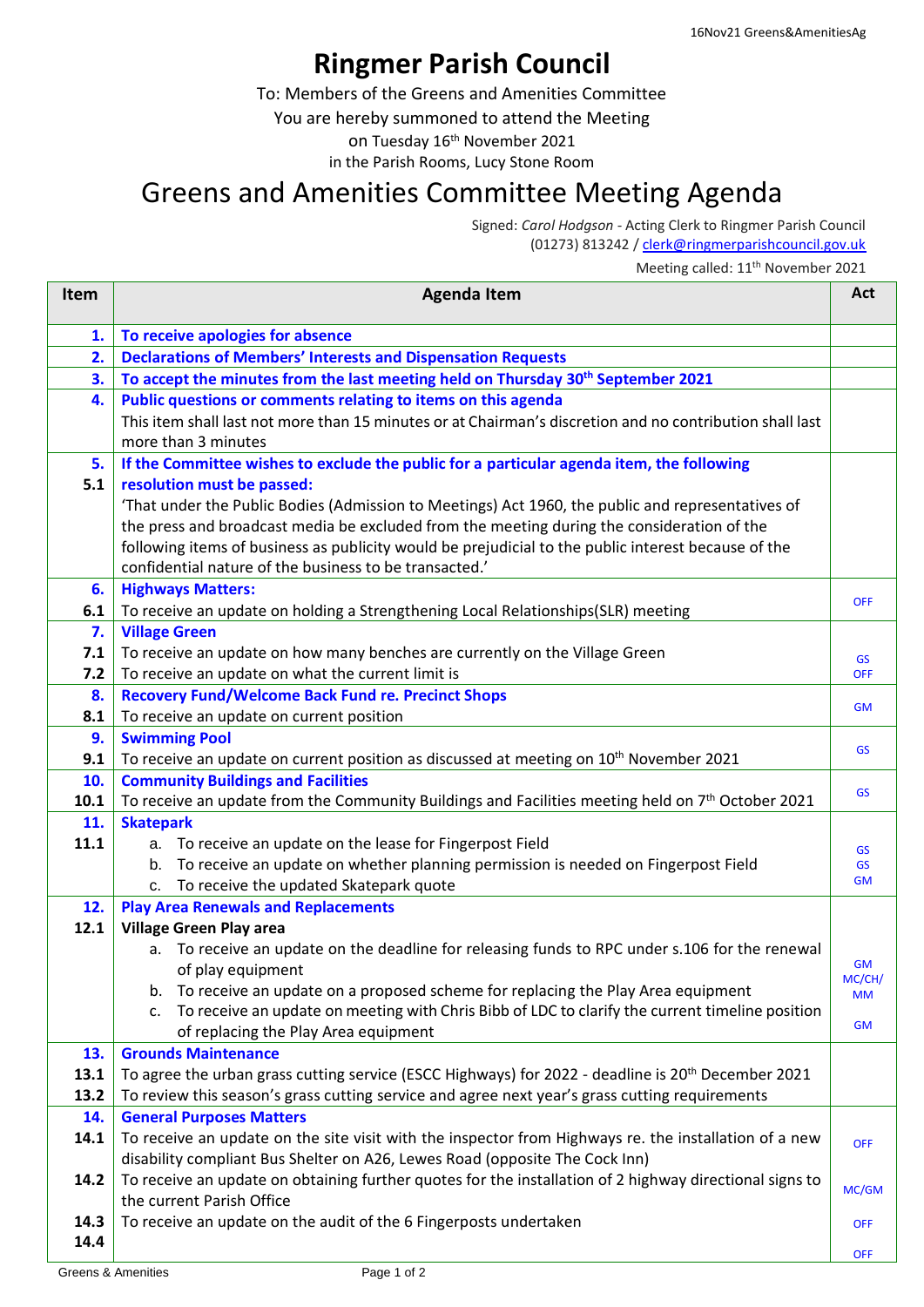16Nov21 Greens&AmenitiesAg

# Ringmer Parish Council

To: Members of the Greens and Amenities Committee

You are hereby summoned to attend the Meeting

on Tuesday 16th November 2021

in the Parish Rooms, Lucy Stone Room

## Greens and Amenities Committee Meeting Agenda

Signed: *Carol Hodgson* - Acting Clerk to Ringmer Parish Council
(01273) 813242 / clerk@ringmerparishcouncil.gov.uk

Meeting called: 11th November 2021

| Item | Agenda Item | Act |
|---|---|---|
| **1.** | **To receive apologies for absence** | |
| **2.** | **Declarations of Members' Interests and Dispensation Requests** | |
| **3.** | **To accept the minutes from the last meeting held on Thursday 30th September 2021** | |
| **4.** | **Public questions or comments relating to items on this agenda**<br>This item shall last not more than 15 minutes or at Chairman's discretion and no contribution shall last more than 3 minutes | |
| **5.**<br>**5.1** | **If the Committee wishes to exclude the public for a particular agenda item, the following resolution must be passed:**<br>'That under the Public Bodies (Admission to Meetings) Act 1960, the public and representatives of the press and broadcast media be excluded from the meeting during the consideration of the following items of business as publicity would be prejudicial to the public interest because of the confidential nature of the business to be transacted.' | |
| **6.**<br>**6.1** | **Highways Matters:**<br>To receive an update on holding a Strengthening Local Relationships(SLR) meeting | OFF |
| **7.**<br>**7.1**<br>**7.2** | **Village Green**<br>To receive an update on how many benches are currently on the Village Green<br>To receive an update on what the current limit is | GS<br>OFF |
| **8.**<br>**8.1** | **Recovery Fund/Welcome Back Fund re. Precinct Shops**<br>To receive an update on current position | GM |
| **9.**<br>**9.1** | **Swimming Pool**<br>To receive an update on current position as discussed at meeting on 10th November 2021 | GS |
| **10.**<br>**10.1** | **Community Buildings and Facilities**<br>To receive an update from the Community Buildings and Facilities meeting held on 7th October 2021 | GS |
| **11.**<br>**11.1** | **Skatepark**<br>a. To receive an update on the lease for Fingerpost Field<br>b. To receive an update on whether planning permission is needed on Fingerpost Field<br>c. To receive the updated Skatepark quote | GS<br>GS<br>GM |
| **12.**<br>**12.1** | **Play Area Renewals and Replacements**<br>**Village Green Play area**<br>a. To receive an update on the deadline for releasing funds to RPC under s.106 for the renewal of play equipment<br>b. To receive an update on a proposed scheme for replacing the Play Area equipment<br>c. To receive an update on meeting with Chris Bibb of LDC to clarify the current timeline position of replacing the Play Area equipment | GM<br>MC/CH/MM<br>GM |
| **13.**<br>**13.1**<br>**13.2** | **Grounds Maintenance**<br>To agree the urban grass cutting service (ESCC Highways) for 2022 - deadline is 20th December 2021<br>To review this season's grass cutting service and agree next year's grass cutting requirements | |
| **14.**<br>**14.1**<br>**14.2**<br>**14.3**<br>**14.4** | **General Purposes Matters**<br>To receive an update on the site visit with the inspector from Highways re. the installation of a new disability compliant Bus Shelter on A26, Lewes Road (opposite The Cock Inn)<br>To receive an update on obtaining further quotes for the installation of 2 highway directional signs to the current Parish Office<br>To receive an update on the audit of the 6 Fingerposts undertaken | OFF<br>MC/GM<br>OFF<br>OFF |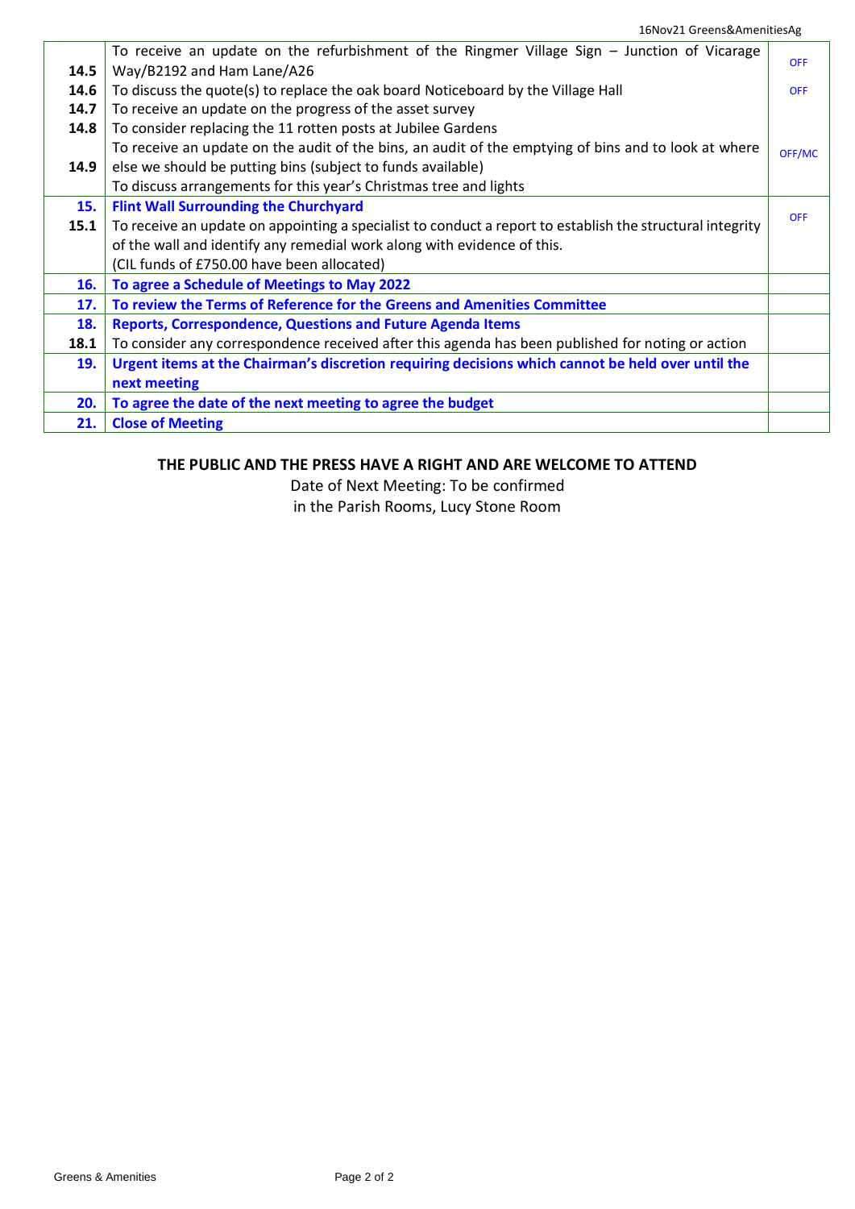| | | |
|---|---|---|
| 14.5 | To receive an update on the refurbishment of the Ringmer Village Sign – Junction of Vicarage Way/B2192 and Ham Lane/A26 | OFF |
| 14.6 | To discuss the quote(s) to replace the oak board Noticeboard by the Village Hall | OFF |
| 14.7 | To receive an update on the progress of the asset survey | |
| 14.8 | To consider replacing the 11 rotten posts at Jubilee Gardens | |
| 14.9 | To receive an update on the audit of the bins, an audit of the emptying of bins and to look at where else we should be putting bins (subject to funds available) | OFF/MC |
| | To discuss arrangements for this year's Christmas tree and lights | |
| **15.** | **Flint Wall Surrounding the Churchyard** | OFF |
| 15.1 | To receive an update on appointing a specialist to conduct a report to establish the structural integrity of the wall and identify any remedial work along with evidence of this. (CIL funds of £750.00 have been allocated) | |
| **16.** | **To agree a Schedule of Meetings to May 2022** | |
| **17.** | **To review the Terms of Reference for the Greens and Amenities Committee** | |
| **18.** | **Reports, Correspondence, Questions and Future Agenda Items** | |
| 18.1 | To consider any correspondence received after this agenda has been published for noting or action | |
| **19.** | **Urgent items at the Chairman's discretion requiring decisions which cannot be held over until the next meeting** | |
| **20.** | **To agree the date of the next meeting to agree the budget** | |
| **21.** | **Close of Meeting** | |

**THE PUBLIC AND THE PRESS HAVE A RIGHT AND ARE WELCOME TO ATTEND**

Date of Next Meeting: To be confirmed
in the Parish Rooms, Lucy Stone Room